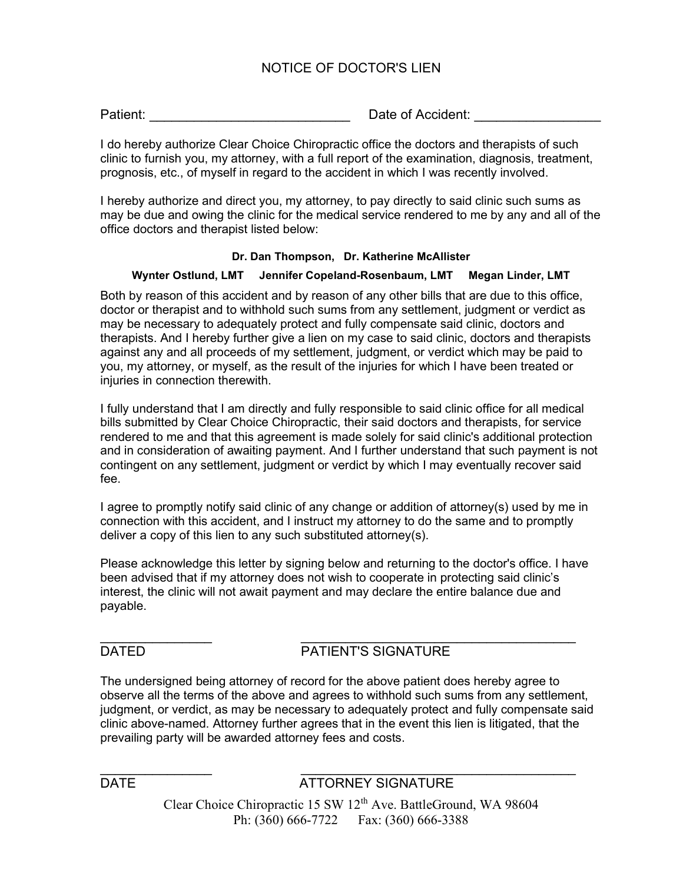# NOTICE OF DOCTOR'S LIEN

Patient: ___________________________ Date of Accident: _________________

I do hereby authorize Clear Choice Chiropractic office the doctors and therapists of such clinic to furnish you, my attorney, with a full report of the examination, diagnosis, treatment, prognosis, etc., of myself in regard to the accident in which I was recently involved.

I hereby authorize and direct you, my attorney, to pay directly to said clinic such sums as may be due and owing the clinic for the medical service rendered to me by any and all of the office doctors and therapist listed below:

**Dr. Dan Thompson, Dr. Katherine McAllister**

**Wynter Ostlund, LMT Jennifer Copeland-Rosenbaum, LMT Megan Linder, LMT**

Both by reason of this accident and by reason of any other bills that are due to this office, doctor or therapist and to withhold such sums from any settlement, judgment or verdict as may be necessary to adequately protect and fully compensate said clinic, doctors and therapists. And I hereby further give a lien on my case to said clinic, doctors and therapists against any and all proceeds of my settlement, judgment, or verdict which may be paid to you, my attorney, or myself, as the result of the injuries for which I have been treated or injuries in connection therewith.

I fully understand that I am directly and fully responsible to said clinic office for all medical bills submitted by Clear Choice Chiropractic, their said doctors and therapists, for service rendered to me and that this agreement is made solely for said clinic's additional protection and in consideration of awaiting payment. And I further understand that such payment is not contingent on any settlement, judgment or verdict by which I may eventually recover said fee.

I agree to promptly notify said clinic of any change or addition of attorney(s) used by me in connection with this accident, and I instruct my attorney to do the same and to promptly deliver a copy of this lien to any such substituted attorney(s).

Please acknowledge this letter by signing below and returning to the doctor's office. I have been advised that if my attorney does not wish to cooperate in protecting said clinic's interest, the clinic will not await payment and may declare the entire balance due and payable.

_________________ ______________________________________

DATED PATIENT'S SIGNATURE

The undersigned being attorney of record for the above patient does hereby agree to observe all the terms of the above and agrees to withhold such sums from any settlement, judgment, or verdict, as may be necessary to adequately protect and fully compensate said clinic above-named. Attorney further agrees that in the event this lien is litigated, that the prevailing party will be awarded attorney fees and costs.

_________________ ______________________________________

DATE ATTORNEY SIGNATURE

Clear Choice Chiropractic 15 SW 12th Ave. BattleGround, WA 98604
Ph: (360) 666-7722 Fax: (360) 666-3388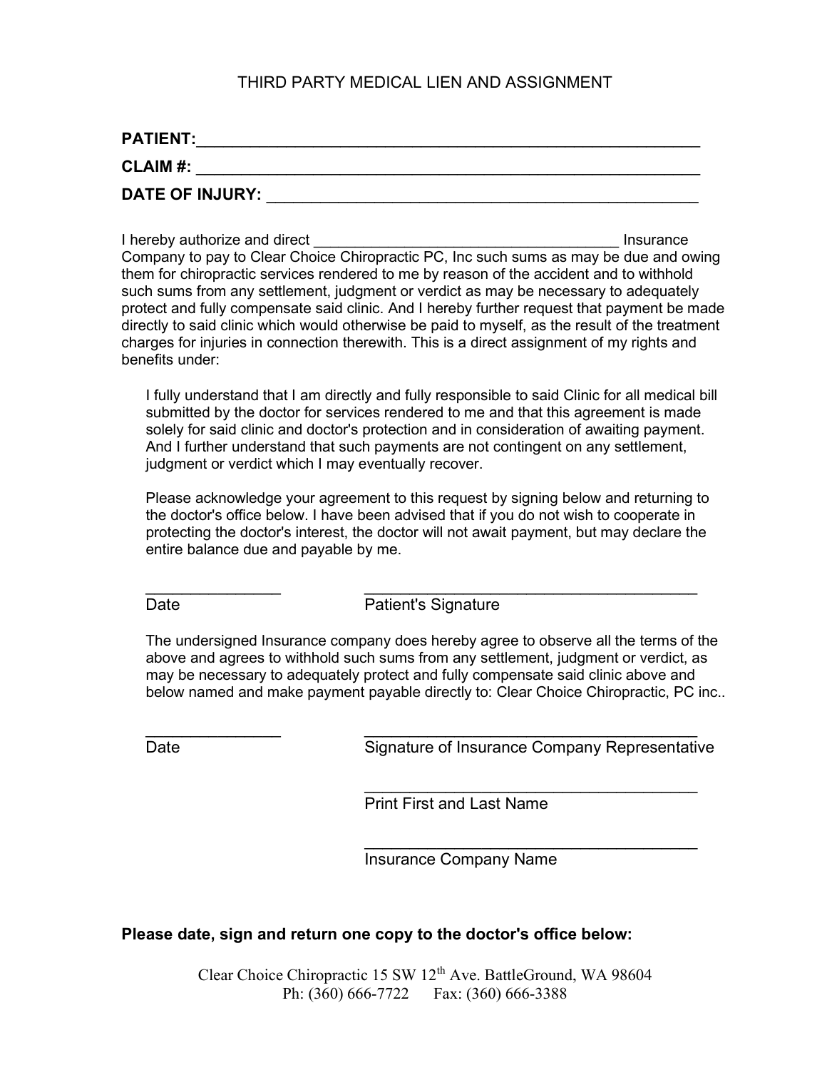# THIRD PARTY MEDICAL LIEN AND ASSIGNMENT

**PATIENT:**_______________________________________________________

**CLAIM #:** _______________________________________________________

**DATE OF INJURY:** _______________________________________________

I hereby authorize and direct _________________________________ Insurance Company to pay to Clear Choice Chiropractic PC, Inc such sums as may be due and owing them for chiropractic services rendered to me by reason of the accident and to withhold such sums from any settlement, judgment or verdict as may be necessary to adequately protect and fully compensate said clinic. And I hereby further request that payment be made directly to said clinic which would otherwise be paid to myself, as the result of the treatment charges for injuries in connection therewith. This is a direct assignment of my rights and benefits under:

I fully understand that I am directly and fully responsible to said Clinic for all medical bill submitted by the doctor for services rendered to me and that this agreement is made solely for said clinic and doctor's protection and in consideration of awaiting payment. And I further understand that such payments are not contingent on any settlement, judgment or verdict which I may eventually recover.

Please acknowledge your agreement to this request by signing below and returning to the doctor's office below. I have been advised that if you do not wish to cooperate in protecting the doctor's interest, the doctor will not await payment, but may declare the entire balance due and payable by me.

_______________ _________________________________________

Date Patient's Signature

The undersigned Insurance company does hereby agree to observe all the terms of the above and agrees to withhold such sums from any settlement, judgment or verdict, as may be necessary to adequately protect and fully compensate said clinic above and below named and make payment payable directly to: Clear Choice Chiropractic, PC inc..

_______________ _________________________________________

Date Signature of Insurance Company Representative

_________________________________________

Print First and Last Name

_________________________________________

Insurance Company Name

**Please date, sign and return one copy to the doctor's office below:**

Clear Choice Chiropractic 15 SW 12th Ave. BattleGround, WA 98604
Ph: (360) 666-7722 Fax: (360) 666-3388